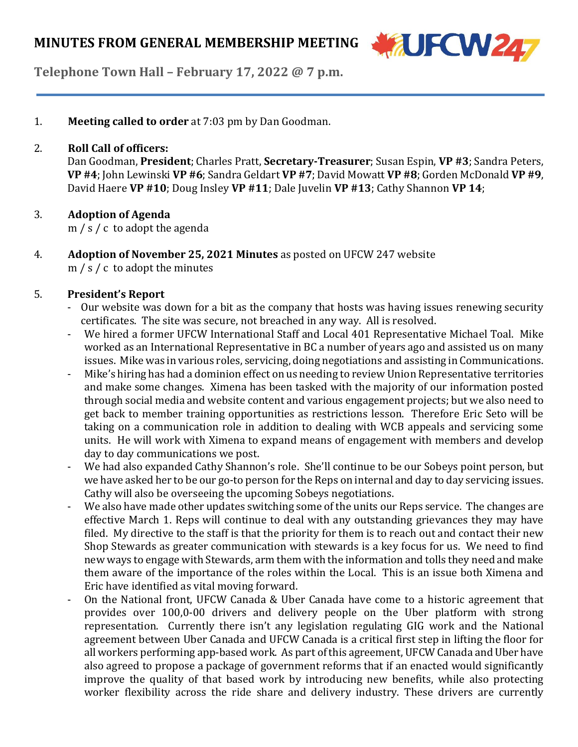# MINUTES FROM GENERAL MEMBERSHIP MEETING

**Telephone Town Hall – February 17, 2022 @ 7 p.m.**

1. **Meeting called to order** at 7:03 pm by Dan Goodman.

2. **Roll Call of officers:**
   Dan Goodman, **President**; Charles Pratt, **Secretary-Treasurer**; Susan Espin, **VP #3**; Sandra Peters, **VP #4**; John Lewinski **VP #6**; Sandra Geldart **VP #7**; David Mowatt **VP #8**; Gorden McDonald **VP #9**, David Haere **VP #10**; Doug Insley **VP #11**; Dale Juvelin **VP #13**; Cathy Shannon **VP 14**;

3. **Adoption of Agenda**
   m / s / c to adopt the agenda

4. **Adoption of November 25, 2021 Minutes** as posted on UFCW 247 website
   m / s / c to adopt the minutes

5. **President's Report**
   - Our website was down for a bit as the company that hosts was having issues renewing security certificates. The site was secure, not breached in any way. All is resolved.
   - We hired a former UFCW International Staff and Local 401 Representative Michael Toal. Mike worked as an International Representative in BC a number of years ago and assisted us on many issues. Mike was in various roles, servicing, doing negotiations and assisting in Communications.
   - Mike's hiring has had a dominion effect on us needing to review Union Representative territories and make some changes. Ximena has been tasked with the majority of our information posted through social media and website content and various engagement projects; but we also need to get back to member training opportunities as restrictions lesson. Therefore Eric Seto will be taking on a communication role in addition to dealing with WCB appeals and servicing some units. He will work with Ximena to expand means of engagement with members and develop day to day communications we post.
   - We had also expanded Cathy Shannon's role. She'll continue to be our Sobeys point person, but we have asked her to be our go-to person for the Reps on internal and day to day servicing issues. Cathy will also be overseeing the upcoming Sobeys negotiations.
   - We also have made other updates switching some of the units our Reps service. The changes are effective March 1. Reps will continue to deal with any outstanding grievances they may have filed. My directive to the staff is that the priority for them is to reach out and contact their new Shop Stewards as greater communication with stewards is a key focus for us. We need to find new ways to engage with Stewards, arm them with the information and tolls they need and make them aware of the importance of the roles within the Local. This is an issue both Ximena and Eric have identified as vital moving forward.
   - On the National front, UFCW Canada & Uber Canada have come to a historic agreement that provides over 100,0-00 drivers and delivery people on the Uber platform with strong representation. Currently there isn't any legislation regulating GIG work and the National agreement between Uber Canada and UFCW Canada is a critical first step in lifting the floor for all workers performing app-based work. As part of this agreement, UFCW Canada and Uber have also agreed to propose a package of government reforms that if an enacted would significantly improve the quality of that based work by introducing new benefits, while also protecting worker flexibility across the ride share and delivery industry. These drivers are currently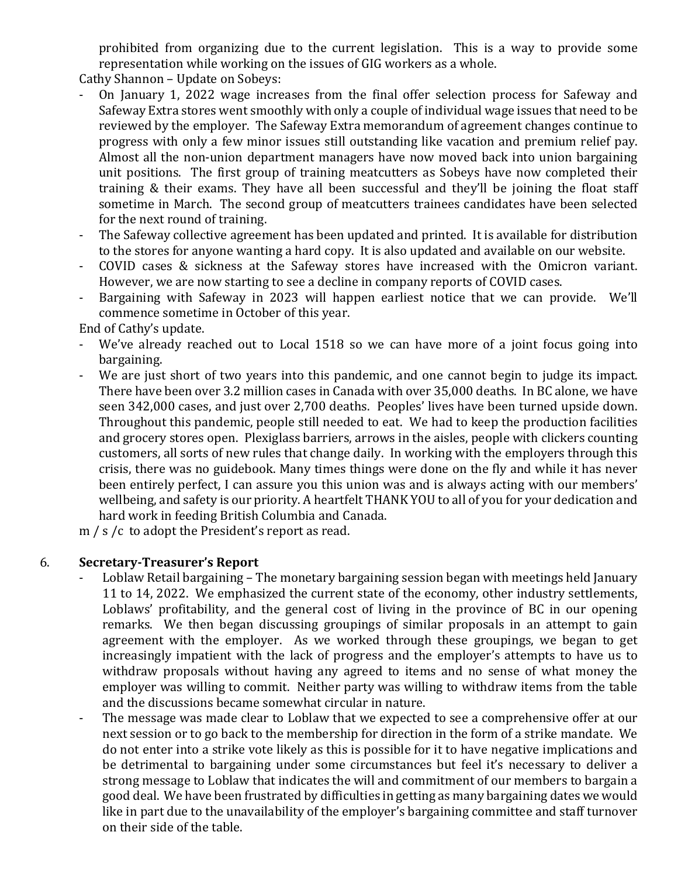prohibited from organizing due to the current legislation. This is a way to provide some representation while working on the issues of GIG workers as a whole.

Cathy Shannon – Update on Sobeys:

- On January 1, 2022 wage increases from the final offer selection process for Safeway and Safeway Extra stores went smoothly with only a couple of individual wage issues that need to be reviewed by the employer. The Safeway Extra memorandum of agreement changes continue to progress with only a few minor issues still outstanding like vacation and premium relief pay. Almost all the non-union department managers have now moved back into union bargaining unit positions. The first group of training meatcutters as Sobeys have now completed their training & their exams. They have all been successful and they'll be joining the float staff sometime in March. The second group of meatcutters trainees candidates have been selected for the next round of training.
- The Safeway collective agreement has been updated and printed. It is available for distribution to the stores for anyone wanting a hard copy. It is also updated and available on our website.
- COVID cases & sickness at the Safeway stores have increased with the Omicron variant. However, we are now starting to see a decline in company reports of COVID cases.
- Bargaining with Safeway in 2023 will happen earliest notice that we can provide. We'll commence sometime in October of this year.

End of Cathy's update.

- We've already reached out to Local 1518 so we can have more of a joint focus going into bargaining.
- We are just short of two years into this pandemic, and one cannot begin to judge its impact. There have been over 3.2 million cases in Canada with over 35,000 deaths. In BC alone, we have seen 342,000 cases, and just over 2,700 deaths. Peoples' lives have been turned upside down. Throughout this pandemic, people still needed to eat. We had to keep the production facilities and grocery stores open. Plexiglass barriers, arrows in the aisles, people with clickers counting customers, all sorts of new rules that change daily. In working with the employers through this crisis, there was no guidebook. Many times things were done on the fly and while it has never been entirely perfect, I can assure you this union was and is always acting with our members' wellbeing, and safety is our priority. A heartfelt THANK YOU to all of you for your dedication and hard work in feeding British Columbia and Canada.

m / s /c to adopt the President's report as read.

6. **Secretary-Treasurer's Report**

- Loblaw Retail bargaining – The monetary bargaining session began with meetings held January 11 to 14, 2022. We emphasized the current state of the economy, other industry settlements, Loblaws' profitability, and the general cost of living in the province of BC in our opening remarks. We then began discussing groupings of similar proposals in an attempt to gain agreement with the employer. As we worked through these groupings, we began to get increasingly impatient with the lack of progress and the employer's attempts to have us to withdraw proposals without having any agreed to items and no sense of what money the employer was willing to commit. Neither party was willing to withdraw items from the table and the discussions became somewhat circular in nature.
- The message was made clear to Loblaw that we expected to see a comprehensive offer at our next session or to go back to the membership for direction in the form of a strike mandate. We do not enter into a strike vote likely as this is possible for it to have negative implications and be detrimental to bargaining under some circumstances but feel it's necessary to deliver a strong message to Loblaw that indicates the will and commitment of our members to bargain a good deal. We have been frustrated by difficulties in getting as many bargaining dates we would like in part due to the unavailability of the employer's bargaining committee and staff turnover on their side of the table.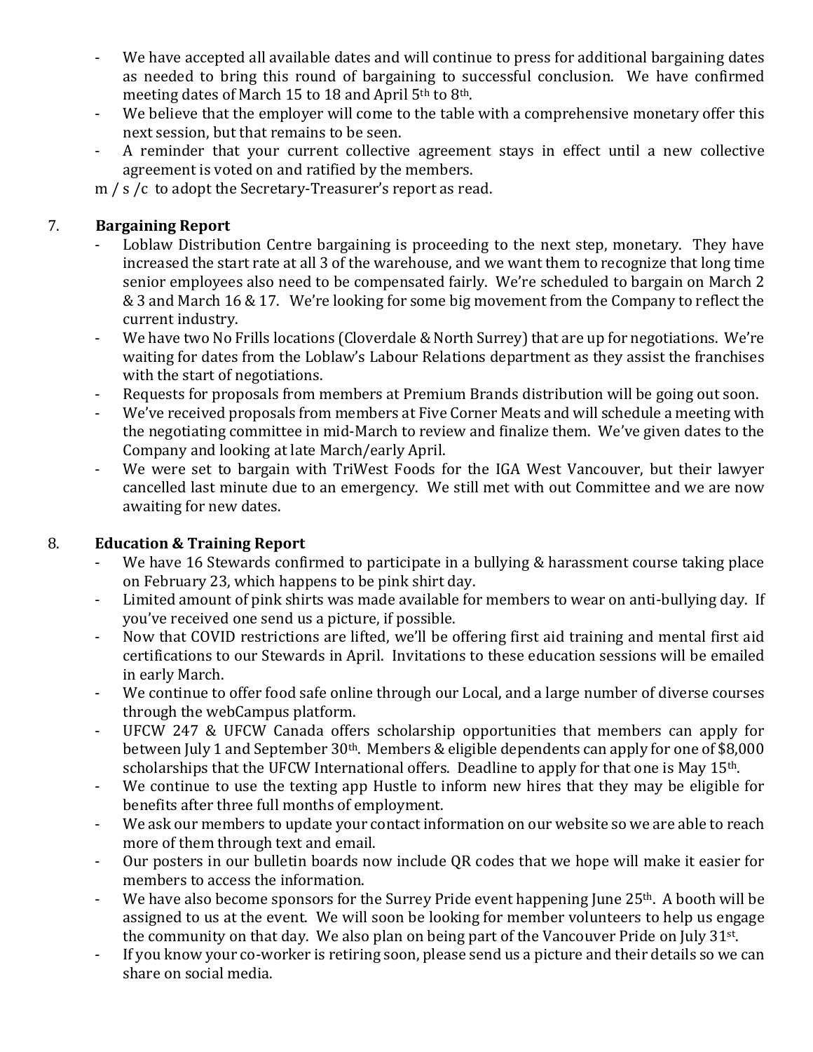- We have accepted all available dates and will continue to press for additional bargaining dates as needed to bring this round of bargaining to successful conclusion. We have confirmed meeting dates of March 15 to 18 and April 5th to 8th.
- We believe that the employer will come to the table with a comprehensive monetary offer this next session, but that remains to be seen.
- A reminder that your current collective agreement stays in effect until a new collective agreement is voted on and ratified by the members.

m / s /c to adopt the Secretary-Treasurer's report as read.

7. **Bargaining Report**

- Loblaw Distribution Centre bargaining is proceeding to the next step, monetary. They have increased the start rate at all 3 of the warehouse, and we want them to recognize that long time senior employees also need to be compensated fairly. We're scheduled to bargain on March 2 & 3 and March 16 & 17. We're looking for some big movement from the Company to reflect the current industry.
- We have two No Frills locations (Cloverdale & North Surrey) that are up for negotiations. We're waiting for dates from the Loblaw's Labour Relations department as they assist the franchises with the start of negotiations.
- Requests for proposals from members at Premium Brands distribution will be going out soon.
- We've received proposals from members at Five Corner Meats and will schedule a meeting with the negotiating committee in mid-March to review and finalize them. We've given dates to the Company and looking at late March/early April.
- We were set to bargain with TriWest Foods for the IGA West Vancouver, but their lawyer cancelled last minute due to an emergency. We still met with out Committee and we are now awaiting for new dates.

8. **Education & Training Report**

- We have 16 Stewards confirmed to participate in a bullying & harassment course taking place on February 23, which happens to be pink shirt day.
- Limited amount of pink shirts was made available for members to wear on anti-bullying day. If you've received one send us a picture, if possible.
- Now that COVID restrictions are lifted, we'll be offering first aid training and mental first aid certifications to our Stewards in April. Invitations to these education sessions will be emailed in early March.
- We continue to offer food safe online through our Local, and a large number of diverse courses through the webCampus platform.
- UFCW 247 & UFCW Canada offers scholarship opportunities that members can apply for between July 1 and September 30th. Members & eligible dependents can apply for one of $8,000 scholarships that the UFCW International offers. Deadline to apply for that one is May 15th.
- We continue to use the texting app Hustle to inform new hires that they may be eligible for benefits after three full months of employment.
- We ask our members to update your contact information on our website so we are able to reach more of them through text and email.
- Our posters in our bulletin boards now include QR codes that we hope will make it easier for members to access the information.
- We have also become sponsors for the Surrey Pride event happening June 25th. A booth will be assigned to us at the event. We will soon be looking for member volunteers to help us engage the community on that day. We also plan on being part of the Vancouver Pride on July 31st.
- If you know your co-worker is retiring soon, please send us a picture and their details so we can share on social media.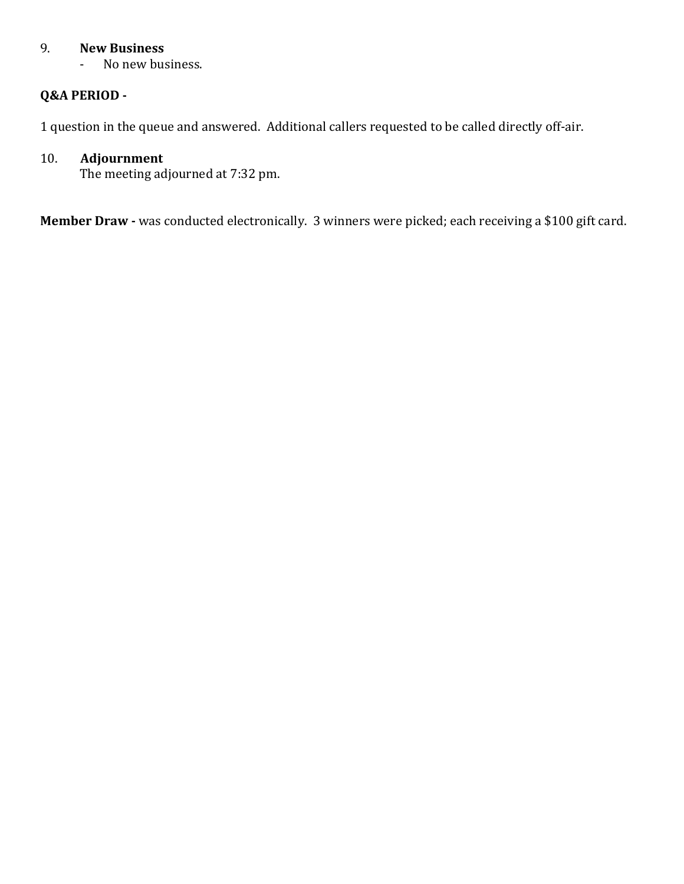9. **New Business**
   - No new business.

**Q&A PERIOD -**

1 question in the queue and answered. Additional callers requested to be called directly off-air.

10. **Adjournment**
    The meeting adjourned at 7:32 pm.

**Member Draw -** was conducted electronically. 3 winners were picked; each receiving a $100 gift card.